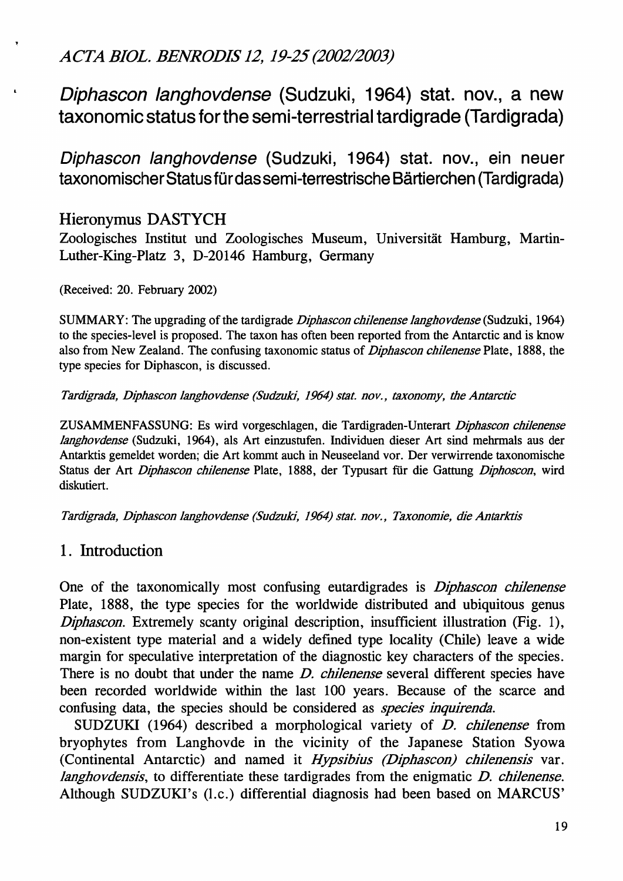# Diphascon langhovdense (Sudzuki, 1964) stat. nov., a new taxonomic status for the semi-terrestrial tardigrade (Tardigrada)

# Diphascon langhovdense (Sudzuki, 1964) stat. nov., ein neuer taxonomischer Status für das semi-terrestrische Bärtierchen (Tardigrada)

Hieronymus DASTYCH

Zoologisches Institut und Zoologisches Museum, Universität Hamburg, Martin-Luther-King-Platz 3, D-20146 Hamburg, Germany

(Received: 20. February 2002)

SUMMARY: The upgrading of the tardigrade *Diphascon chilenense langhovdense* (Sudzuki, 1964) to the species-level is proposed. The taxon has often been reported from the Antarctic and is know also from New Zealand. The confusing taxonomic status of *Diphascon chilenense* Plate, 1888, the type species for Diphascon, is discussed.

*Tardigrada, Diphascon langhovdense (Sudzuki, 1964) stat. nov., taxonomy, the Antarctic*

ZUSAMMENFASSUNG: Es wird vorgeschlagen, die Tardigraden-Unterart *Diphascon chilenense langhovdense* (Sudzuki, 1964), als Art einzustufen. Individuen dieser Art sind mehrmals aus der Antarktis gemeldet worden; die Art kommt auch in Neuseeland vor. Der verwirrende taxonomische Status der Art *Diphascon chilenense* Plate, 1888, der Typusart für die Gattung *Diphoscon*, wird diskutiert.

*Tardigrada, Diphascon langhovdense (Sudzuki, 1964) stat. nov., Taxonomie, die Antarktis*

## 1. Introduction

One of the taxonomically most confusing eutardigrades is *Diphascon chilenense* Plate, 1888, the type species for the worldwide distributed and ubiquitous genus *Diphascon*. Extremely scanty original description, insufficient illustration (Fig. 1), non-existent type material and a widely defined type locality (Chile) leave a wide margin for speculative interpretation of the diagnostic key characters of the species. There is no doubt that under the name *D. chilenense* several different species have been recorded worldwide within the last 100 years. Because of the scarce and confusing data, the species should be considered as *species inquirenda.*

SUDZUKI (1964) described a morphological variety of *D. chilenense* from bryophytes from Langhovde in the vicinity of the Japanese Station Syowa (Continental Antarctic) and named it *Hypsibius (Diphascon) chilenensis* var. *langhovdensis*, to differentiate these tardigrades from the enigmatic *D. chilenense.* Although SUDZUKI's (l.c.) differential diagnosis had been based on MARCUS'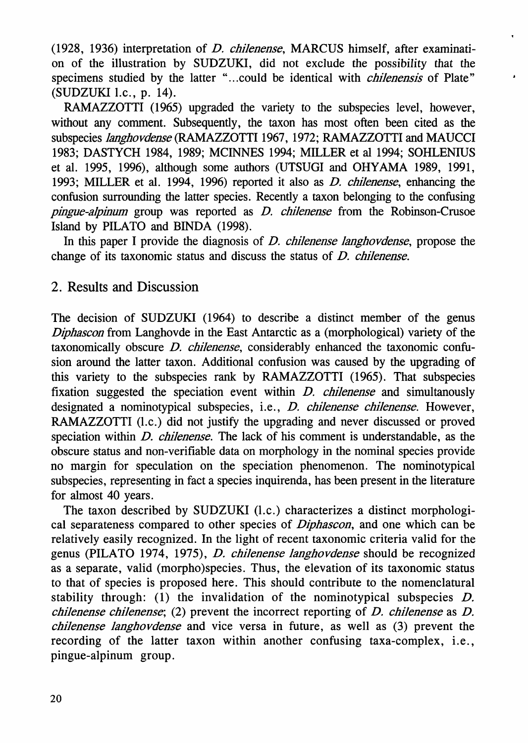(1928, 1936) interpretation of *D. chilenense*, MARCUS himself, after examination of the illustration by SUDZUKI, did not exclude the possibility that the specimens studied by the latter "...could be identical with *chilenensis* of Plate" (SUDZUKI l.c., p. 14).

RAMAZZOTTI (1965) upgraded the variety to the subspecies level, however, without any comment. Subsequently, the taxon has most often been cited as the subspecies *langhovdense* (RAMAZZOTTI 1967, 1972; RAMAZZOTTI and MAUCCI 1983; DASTYCH 1984, 1989; MCINNES 1994; MILLER et al 1994; SOHLENIUS et al. 1995, 1996), although some authors (UTSUGI and OHYAMA 1989, 1991, 1993; MILLER et al. 1994, 1996) reported it also as *D. chilenense*, enhancing the confusion surrounding the latter species. Recently a taxon belonging to the confusing *pingue-alpinum* group was reported as *D. chilenense* from the Robinson-Crusoe Island by PILATO and BINDA (1998).

In this paper I provide the diagnosis of *D. chilenense langhovdense*, propose the change of its taxonomic status and discuss the status of *D. chilenense*.

## 2. Results and Discussion

The decision of SUDZUKI (1964) to describe a distinct member of the genus *Diphascon* from Langhovde in the East Antarctic as a (morphological) variety of the taxonomically obscure *D. chilenense*, considerably enhanced the taxonomic confusion around the latter taxon. Additional confusion was caused by the upgrading of this variety to the subspecies rank by RAMAZZOTTI (1965). That subspecies fixation suggested the speciation event within *D. chilenense* and simultanously designated a nominotypical subspecies, i.e., *D. chilenense chilenense*. However, RAMAZZOTTI (l.c.) did not justify the upgrading and never discussed or proved speciation within *D. chilenense*. The lack of his comment is understandable, as the obscure status and non-verifiable data on morphology in the nominal species provide no margin for speculation on the speciation phenomenon. The nominotypical subspecies, representing in fact a species inquirenda, has been present in the literature for almost 40 years.

The taxon described by SUDZUKI (l.c.) characterizes a distinct morphological separateness compared to other species of *Diphascon*, and one which can be relatively easily recognized. In the light of recent taxonomic criteria valid for the genus (PILATO 1974, 1975), *D. chilenense langhovdense* should be recognized as a separate, valid (morpho)species. Thus, the elevation of its taxonomic status to that of species is proposed here. This should contribute to the nomenclatural stability through: (1) the invalidation of the nominotypical subspecies *D. chilenense chilenense*; (2) prevent the incorrect reporting of *D. chilenense* as *D. chilenense langhovdense* and vice versa in future, as well as (3) prevent the recording of the latter taxon within another confusing taxa-complex, i.e., pingue-alpinum group.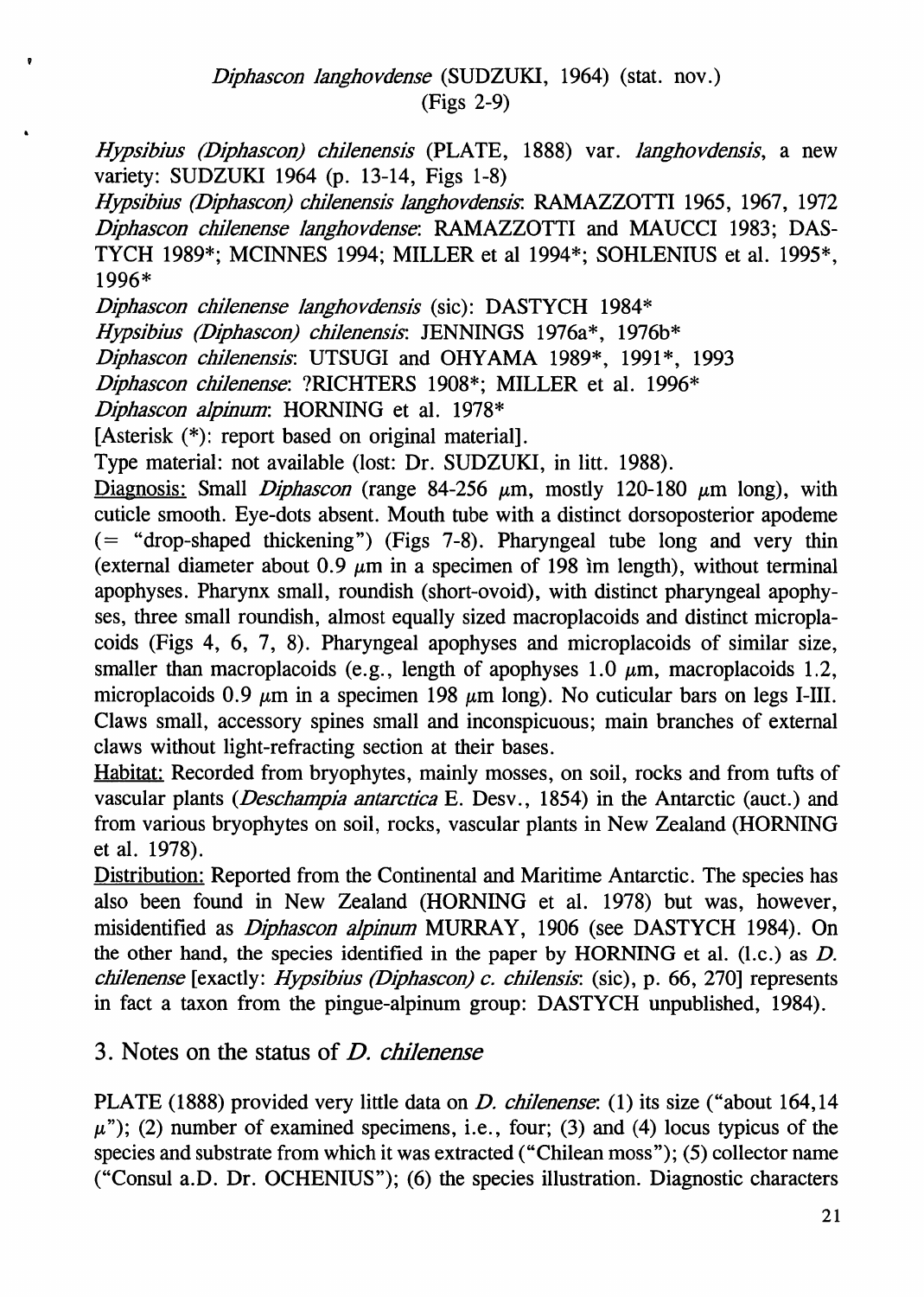*Diphascon langhovdense* (SUDZUKI, 1964) (stat. nov.)
(Figs 2-9)

*Hypsibius (Diphascon) chilenensis* (PLATE, 1888) var. *langhovdensis*, a new variety: SUDZUKI 1964 (p. 13-14, Figs 1-8)

*Hypsibius (Diphascon) chilenensis langhovdensis*: RAMAZZOTTI 1965, 1967, 1972

*Diphascon chilenense langhovdense*: RAMAZZOTTI and MAUCCI 1983; DASTYCH 1989*; MCINNES 1994; MILLER et al 1994*; SOHLENIUS et al. 1995*, 1996*

*Diphascon chilenense langhovdensis* (sic): DASTYCH 1984*

*Hypsibius (Diphascon) chilenensis*: JENNINGS 1976a*, 1976b*

*Diphascon chilenensis*: UTSUGI and OHYAMA 1989*, 1991*, 1993

*Diphascon chilenense*: ?RICHTERS 1908*; MILLER et al. 1996*

*Diphascon alpinum*: HORNING et al. 1978*

[Asterisk (*): report based on original material].

Type material: not available (lost: Dr. SUDZUKI, in litt. 1988).

Diagnosis: Small *Diphascon* (range 84-256 μm, mostly 120-180 μm long), with cuticle smooth. Eye-dots absent. Mouth tube with a distinct dorsoposterior apodeme (= "drop-shaped thickening") (Figs 7-8). Pharyngeal tube long and very thin (external diameter about 0.9 μm in a specimen of 198 ìm length), without terminal apophyses. Pharynx small, roundish (short-ovoid), with distinct pharyngeal apophyses, three small roundish, almost equally sized macroplacoids and distinct microplacoids (Figs 4, 6, 7, 8). Pharyngeal apophyses and microplacoids of similar size, smaller than macroplacoids (e.g., length of apophyses 1.0 μm, macroplacoids 1.2, microplacoids 0.9 μm in a specimen 198 μm long). No cuticular bars on legs I-III. Claws small, accessory spines small and inconspicuous; main branches of external claws without light-refracting section at their bases.

Habitat: Recorded from bryophytes, mainly mosses, on soil, rocks and from tufts of vascular plants (*Deschampia antarctica* E. Desv., 1854) in the Antarctic (auct.) and from various bryophytes on soil, rocks, vascular plants in New Zealand (HORNING et al. 1978).

Distribution: Reported from the Continental and Maritime Antarctic. The species has also been found in New Zealand (HORNING et al. 1978) but was, however, misidentified as *Diphascon alpinum* MURRAY, 1906 (see DASTYCH 1984). On the other hand, the species identified in the paper by HORNING et al. (l.c.) as *D. chilenense* [exactly: *Hypsibius (Diphascon) c. chilensis*: (sic), p. 66, 270] represents in fact a taxon from the pingue-alpinum group: DASTYCH unpublished, 1984).

## 3. Notes on the status of *D. chilenense*

PLATE (1888) provided very little data on *D. chilenense*: (1) its size ("about 164,14 μ"); (2) number of examined specimens, i.e., four; (3) and (4) locus typicus of the species and substrate from which it was extracted ("Chilean moss"); (5) collector name ("Consul a.D. Dr. OCHENIUS"); (6) the species illustration. Diagnostic characters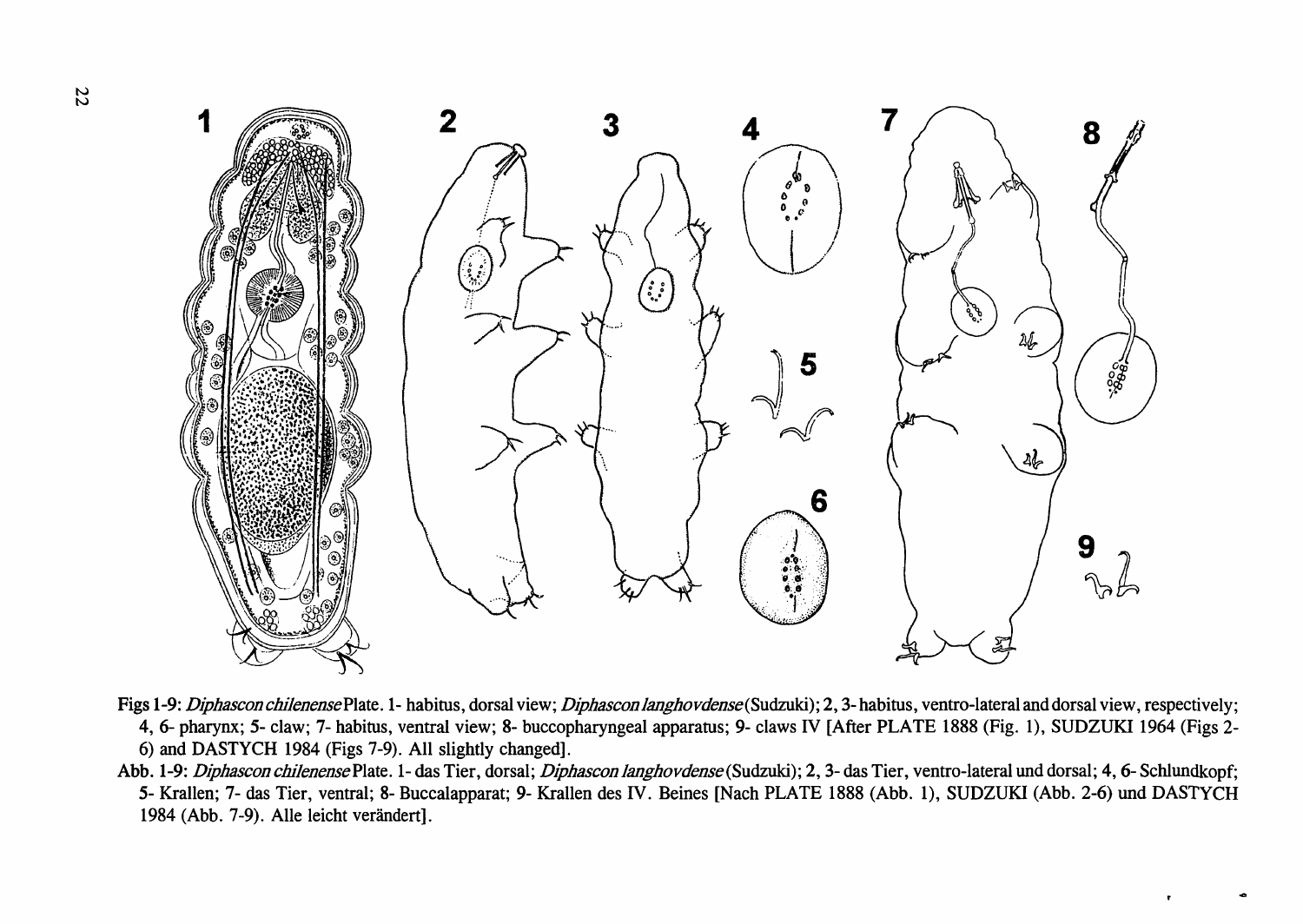Figs 1-9: *Diphascon chilenense* Plate. 1- habitus, dorsal view; *Diphascon langhovdense* (Sudzuki); 2, 3- habitus, ventro-lateral and dorsal view, respectively; 4, 6- pharynx; 5- claw; 7- habitus, ventral view; 8- buccopharyngeal apparatus; 9- claws IV [After PLATE 1888 (Fig. 1), SUDZUKI 1964 (Figs 2-6) and DASTYCH 1984 (Figs 7-9). All slightly changed].

Abb. 1-9: *Diphascon chilenense* Plate. 1- das Tier, dorsal; *Diphascon langhovdense* (Sudzuki); 2, 3- das Tier, ventro-lateral und dorsal; 4, 6- Schlundkopf; 5- Krallen; 7- das Tier, ventral; 8- Buccalapparat; 9- Krallen des IV. Beines [Nach PLATE 1888 (Abb. 1), SUDZUKI (Abb. 2-6) und DASTYCH 1984 (Abb. 7-9). Alle leicht verändert].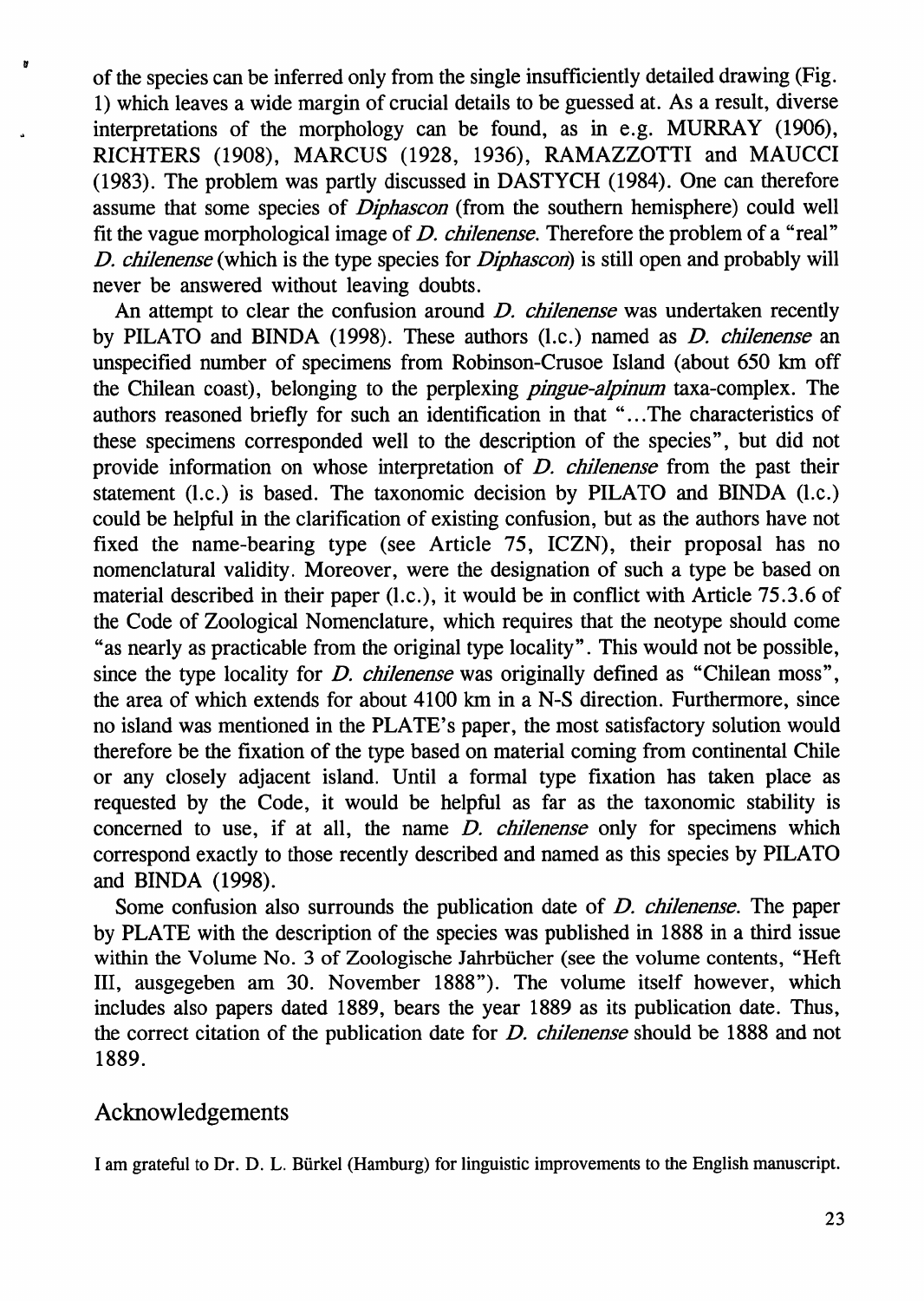of the species can be inferred only from the single insufficiently detailed drawing (Fig. 1) which leaves a wide margin of crucial details to be guessed at. As a result, diverse interpretations of the morphology can be found, as in e.g. MURRAY (1906), RICHTERS (1908), MARCUS (1928, 1936), RAMAZZOTTI and MAUCCI (1983). The problem was partly discussed in DASTYCH (1984). One can therefore assume that some species of *Diphascon* (from the southern hemisphere) could well fit the vague morphological image of *D. chilenense*. Therefore the problem of a "real" *D. chilenense* (which is the type species for *Diphascon*) is still open and probably will never be answered without leaving doubts.

An attempt to clear the confusion around *D. chilenense* was undertaken recently by PILATO and BINDA (1998). These authors (l.c.) named as *D. chilenense* an unspecified number of specimens from Robinson-Crusoe Island (about 650 km off the Chilean coast), belonging to the perplexing *pingue-alpinum* taxa-complex. The authors reasoned briefly for such an identification in that "...The characteristics of these specimens corresponded well to the description of the species", but did not provide information on whose interpretation of *D. chilenense* from the past their statement (l.c.) is based. The taxonomic decision by PILATO and BINDA (l.c.) could be helpful in the clarification of existing confusion, but as the authors have not fixed the name-bearing type (see Article 75, ICZN), their proposal has no nomenclatural validity. Moreover, were the designation of such a type be based on material described in their paper (l.c.), it would be in conflict with Article 75.3.6 of the Code of Zoological Nomenclature, which requires that the neotype should come "as nearly as practicable from the original type locality". This would not be possible, since the type locality for *D. chilenense* was originally defined as "Chilean moss", the area of which extends for about 4100 km in a N-S direction. Furthermore, since no island was mentioned in the PLATE's paper, the most satisfactory solution would therefore be the fixation of the type based on material coming from continental Chile or any closely adjacent island. Until a formal type fixation has taken place as requested by the Code, it would be helpful as far as the taxonomic stability is concerned to use, if at all, the name *D. chilenense* only for specimens which correspond exactly to those recently described and named as this species by PILATO and BINDA (1998).

Some confusion also surrounds the publication date of *D. chilenense*. The paper by PLATE with the description of the species was published in 1888 in a third issue within the Volume No. 3 of Zoologische Jahrbücher (see the volume contents, "Heft III, ausgegeben am 30. November 1888"). The volume itself however, which includes also papers dated 1889, bears the year 1889 as its publication date. Thus, the correct citation of the publication date for *D. chilenense* should be 1888 and not 1889.

## Acknowledgements

I am grateful to Dr. D. L. Bürkel (Hamburg) for linguistic improvements to the English manuscript.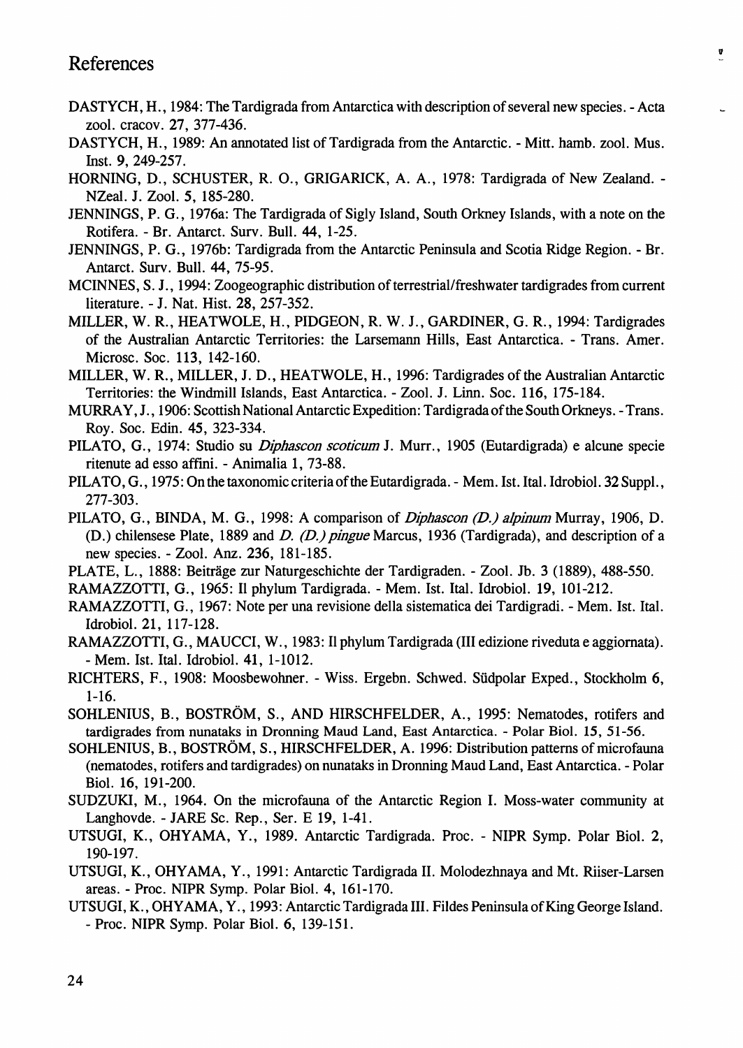## References

DASTYCH, H., 1984: The Tardigrada from Antarctica with description of several new species. - Acta zool. cracov. **27**, 377-436.

DASTYCH, H., 1989: An annotated list of Tardigrada from the Antarctic. - Mitt. hamb. zool. Mus. Inst. **9**, 249-257.

HORNING, D., SCHUSTER, R. O., GRIGARICK, A. A., 1978: Tardigrada of New Zealand. - NZeal. J. Zool. **5**, 185-280.

JENNINGS, P. G., 1976a: The Tardigrada of Sigly Island, South Orkney Islands, with a note on the Rotifera. - Br. Antarct. Surv. Bull. **44**, 1-25.

JENNINGS, P. G., 1976b: Tardigrada from the Antarctic Peninsula and Scotia Ridge Region. - Br. Antarct. Surv. Bull. **44**, 75-95.

MCINNES, S. J., 1994: Zoogeographic distribution of terrestrial/freshwater tardigrades from current literature. - J. Nat. Hist. **28**, 257-352.

MILLER, W. R., HEATWOLE, H., PIDGEON, R. W. J., GARDINER, G. R., 1994: Tardigrades of the Australian Antarctic Territories: the Larsemann Hills, East Antarctica. - Trans. Amer. Microsc. Soc. **113**, 142-160.

MILLER, W. R., MILLER, J. D., HEATWOLE, H., 1996: Tardigrades of the Australian Antarctic Territories: the Windmill Islands, East Antarctica. - Zool. J. Linn. Soc. **116**, 175-184.

MURRAY, J., 1906: Scottish National Antarctic Expedition: Tardigrada of the South Orkneys. - Trans. Roy. Soc. Edin. **45**, 323-334.

PILATO, G., 1974: Studio su *Diphascon scoticum* J. Murr., 1905 (Eutardigrada) e alcune specie ritenute ad esso affini. - Animalia 1, 73-88.

PILATO, G., 1975: On the taxonomic criteria of the Eutardigrada. - Mem. Ist. Ital. Idrobiol. **32** Suppl., 277-303.

PILATO, G., BINDA, M. G., 1998: A comparison of *Diphascon (D.) alpinum* Murray, 1906, D. (D.) chilensese Plate, 1889 and *D. (D.) pingue* Marcus, 1936 (Tardigrada), and description of a new species. - Zool. Anz. **236**, 181-185.

PLATE, L., 1888: Beiträge zur Naturgeschichte der Tardigraden. - Zool. Jb. 3 (1889), 488-550.

RAMAZZOTTI, G., 1965: Il phylum Tardigrada. - Mem. Ist. Ital. Idrobiol. **19**, 101-212.

RAMAZZOTTI, G., 1967: Note per una revisione della sistematica dei Tardigradi. - Mem. Ist. Ital. Idrobiol. **21**, 117-128.

RAMAZZOTTI, G., MAUCCI, W., 1983: Il phylum Tardigrada (III edizione riveduta e aggiornata). - Mem. Ist. Ital. Idrobiol. **41**, 1-1012.

RICHTERS, F., 1908: Moosbewohner. - Wiss. Ergebn. Schwed. Südpolar Exped., Stockholm **6**, 1-16.

SOHLENIUS, B., BOSTRÖM, S., AND HIRSCHFELDER, A., 1995: Nematodes, rotifers and tardigrades from nunataks in Dronning Maud Land, East Antarctica. - Polar Biol. **15**, 51-56.

SOHLENIUS, B., BOSTRÖM, S., HIRSCHFELDER, A. 1996: Distribution patterns of microfauna (nematodes, rotifers and tardigrades) on nunataks in Dronning Maud Land, East Antarctica. - Polar Biol. **16**, 191-200.

SUDZUKI, M., 1964. On the microfauna of the Antarctic Region I. Moss-water community at Langhovde. - JARE Sc. Rep., Ser. E **19**, 1-41.

UTSUGI, K., OHYAMA, Y., 1989. Antarctic Tardigrada. Proc. - NIPR Symp. Polar Biol. **2**, 190-197.

UTSUGI, K., OHYAMA, Y., 1991: Antarctic Tardigrada II. Molodezhnaya and Mt. Riiser-Larsen areas. - Proc. NIPR Symp. Polar Biol. **4**, 161-170.

UTSUGI, K., OHYAMA, Y., 1993: Antarctic Tardigrada III. Fildes Peninsula of King George Island. - Proc. NIPR Symp. Polar Biol. **6**, 139-151.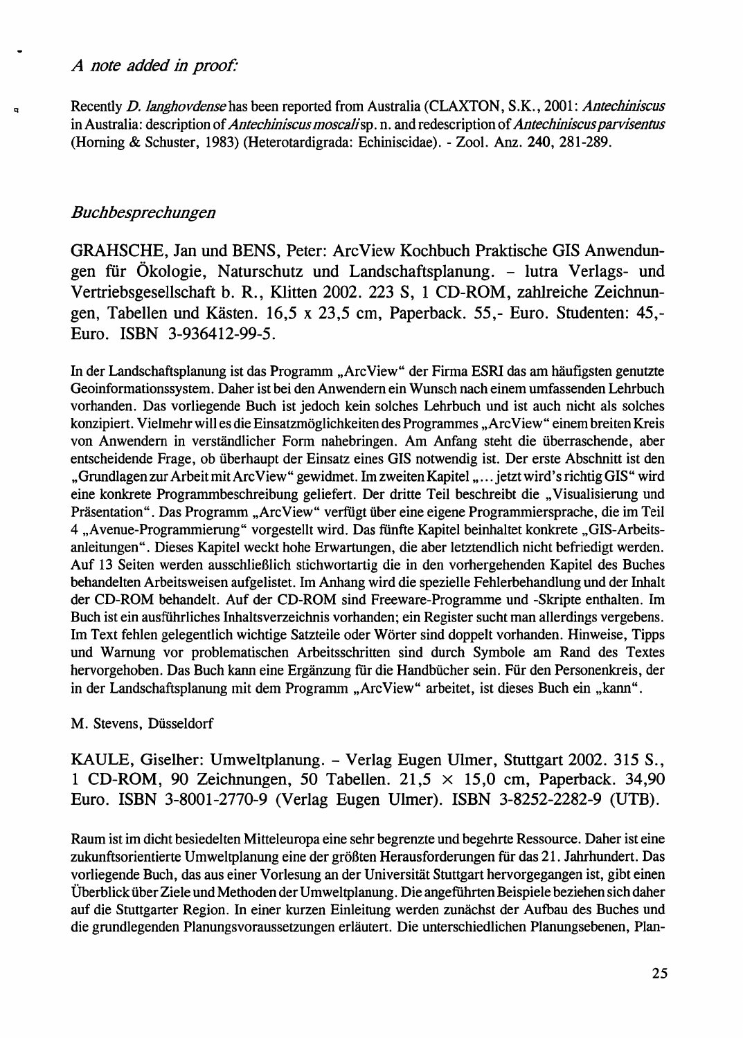*A note added in proof:*

Recently *D. langhovdense* has been reported from Australia (CLAXTON, S.K., 2001: *Antechiniscus* in Australia: description of *Antechiniscus moscali* sp. n. and redescription of *Antechiniscus parvisentus* (Horning & Schuster, 1983) (Heterotardigrada: Echiniscidae). - Zool. Anz. 240, 281-289.

## *Buchbesprechungen*

GRAHSCHE, Jan und BENS, Peter: ArcView Kochbuch Praktische GIS Anwendungen für Ökologie, Naturschutz und Landschaftsplanung. – lutra Verlags- und Vertriebsgesellschaft b. R., Klitten 2002. 223 S, 1 CD-ROM, zahlreiche Zeichnungen, Tabellen und Kästen. 16,5 x 23,5 cm, Paperback. 55,- Euro. Studenten: 45,- Euro. ISBN 3-936412-99-5.

In der Landschaftsplanung ist das Programm „ArcView" der Firma ESRI das am häufigsten genutzte Geoinformationssystem. Daher ist bei den Anwendern ein Wunsch nach einem umfassenden Lehrbuch vorhanden. Das vorliegende Buch ist jedoch kein solches Lehrbuch und ist auch nicht als solches konzipiert. Vielmehr will es die Einsatzmöglichkeiten des Programmes „ArcView" einem breiten Kreis von Anwendern in verständlicher Form nahebringen. Am Anfang steht die überraschende, aber entscheidende Frage, ob überhaupt der Einsatz eines GIS notwendig ist. Der erste Abschnitt ist den „Grundlagen zur Arbeit mit ArcView" gewidmet. Im zweiten Kapitel „... jetzt wird's richtig GIS" wird eine konkrete Programmbeschreibung geliefert. Der dritte Teil beschreibt die „Visualisierung und Präsentation". Das Programm „ArcView" verfügt über eine eigene Programmiersprache, die im Teil 4 „Avenue-Programmierung" vorgestellt wird. Das fünfte Kapitel beinhaltet konkrete „GIS-Arbeitsanleitungen". Dieses Kapitel weckt hohe Erwartungen, die aber letztendlich nicht befriedigt werden. Auf 13 Seiten werden ausschließlich stichwortartig die in den vorhergehenden Kapitel des Buches behandelten Arbeitsweisen aufgelistet. Im Anhang wird die spezielle Fehlerbehandlung und der Inhalt der CD-ROM behandelt. Auf der CD-ROM sind Freeware-Programme und -Skripte enthalten. Im Buch ist ein ausführliches Inhaltsverzeichnis vorhanden; ein Register sucht man allerdings vergebens. Im Text fehlen gelegentlich wichtige Satzteile oder Wörter sind doppelt vorhanden. Hinweise, Tipps und Warnung vor problematischen Arbeitsschritten sind durch Symbole am Rand des Textes hervorgehoben. Das Buch kann eine Ergänzung für die Handbücher sein. Für den Personenkreis, der in der Landschaftsplanung mit dem Programm „ArcView" arbeitet, ist dieses Buch ein „kann".

M. Stevens, Düsseldorf

KAULE, Giselher: Umweltplanung. – Verlag Eugen Ulmer, Stuttgart 2002. 315 S., 1 CD-ROM, 90 Zeichnungen, 50 Tabellen. 21,5 × 15,0 cm, Paperback. 34,90 Euro. ISBN 3-8001-2770-9 (Verlag Eugen Ulmer). ISBN 3-8252-2282-9 (UTB).

Raum ist im dicht besiedelten Mitteleuropa eine sehr begrenzte und begehrte Ressource. Daher ist eine zukunftsorientierte Umweltplanung eine der größten Herausforderungen für das 21. Jahrhundert. Das vorliegende Buch, das aus einer Vorlesung an der Universität Stuttgart hervorgegangen ist, gibt einen Überblick über Ziele und Methoden der Umweltplanung. Die angeführten Beispiele beziehen sich daher auf die Stuttgarter Region. In einer kurzen Einleitung werden zunächst der Aufbau des Buches und die grundlegenden Planungsvoraussetzungen erläutert. Die unterschiedlichen Planungsebenen, Plan-